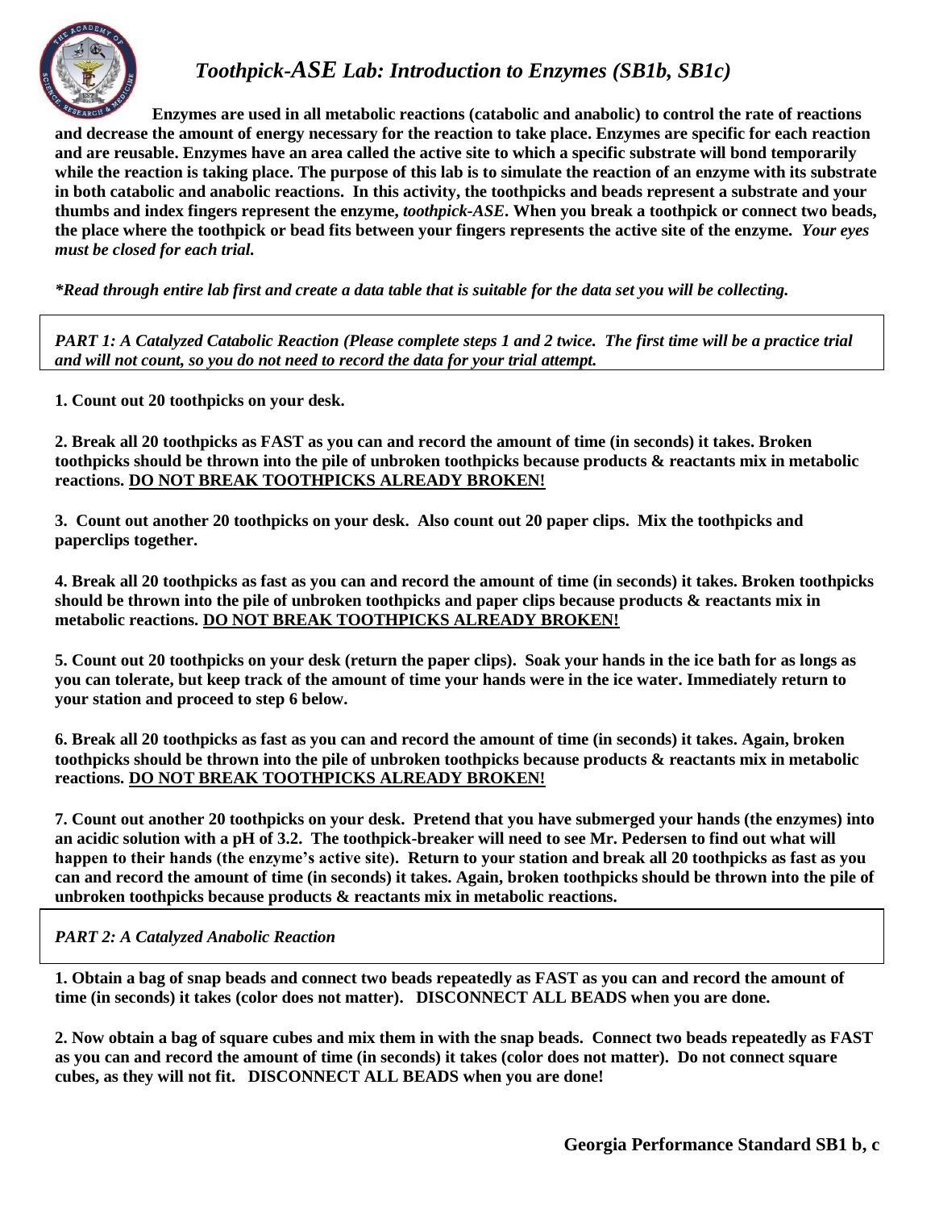# *Toothpick-ASE Lab: Introduction to Enzymes (SB1b, SB1c)*

**Enzymes are used in all metabolic reactions (catabolic and anabolic) to control the rate of reactions and decrease the amount of energy necessary for the reaction to take place. Enzymes are specific for each reaction and are reusable. Enzymes have an area called the active site to which a specific substrate will bond temporarily while the reaction is taking place. The purpose of this lab is to simulate the reaction of an enzyme with its substrate in both catabolic and anabolic reactions. In this activity, the toothpicks and beads represent a substrate and your thumbs and index fingers represent the enzyme, *toothpick-ASE*. When you break a toothpick or connect two beads, the place where the toothpick or bead fits between your fingers represents the active site of the enzyme. *Your eyes must be closed for each trial.***

***Read through entire lab first and create a data table that is suitable for the data set you will be collecting.***

***PART 1: A Catalyzed Catabolic Reaction (Please complete steps 1 and 2 twice. The first time will be a practice trial and will not count, so you do not need to record the data for your trial attempt.***

**1. Count out 20 toothpicks on your desk.**

**2. Break all 20 toothpicks as FAST as you can and record the amount of time (in seconds) it takes. Broken toothpicks should be thrown into the pile of unbroken toothpicks because products & reactants mix in metabolic reactions. <u>DO NOT BREAK TOOTHPICKS ALREADY BROKEN!</u>**

**3. Count out another 20 toothpicks on your desk. Also count out 20 paper clips. Mix the toothpicks and paperclips together.**

**4. Break all 20 toothpicks as fast as you can and record the amount of time (in seconds) it takes. Broken toothpicks should be thrown into the pile of unbroken toothpicks and paper clips because products & reactants mix in metabolic reactions. <u>DO NOT BREAK TOOTHPICKS ALREADY BROKEN!</u>**

**5. Count out 20 toothpicks on your desk (return the paper clips). Soak your hands in the ice bath for as longs as you can tolerate, but keep track of the amount of time your hands were in the ice water. Immediately return to your station and proceed to step 6 below.**

**6. Break all 20 toothpicks as fast as you can and record the amount of time (in seconds) it takes. Again, broken toothpicks should be thrown into the pile of unbroken toothpicks because products & reactants mix in metabolic reactions. <u>DO NOT BREAK TOOTHPICKS ALREADY BROKEN!</u>**

**7. Count out another 20 toothpicks on your desk. Pretend that you have submerged your hands (the enzymes) into an acidic solution with a pH of 3.2. The toothpick-breaker will need to see Mr. Pedersen to find out what will happen to their hands (the enzyme's active site). Return to your station and break all 20 toothpicks as fast as you can and record the amount of time (in seconds) it takes. Again, broken toothpicks should be thrown into the pile of unbroken toothpicks because products & reactants mix in metabolic reactions.**

***PART 2: A Catalyzed Anabolic Reaction***

**1. Obtain a bag of snap beads and connect two beads repeatedly as FAST as you can and record the amount of time (in seconds) it takes (color does not matter). DISCONNECT ALL BEADS when you are done.**

**2. Now obtain a bag of square cubes and mix them in with the snap beads. Connect two beads repeatedly as FAST as you can and record the amount of time (in seconds) it takes (color does not matter). Do not connect square cubes, as they will not fit. DISCONNECT ALL BEADS when you are done!**

**Georgia Performance Standard SB1 b, c**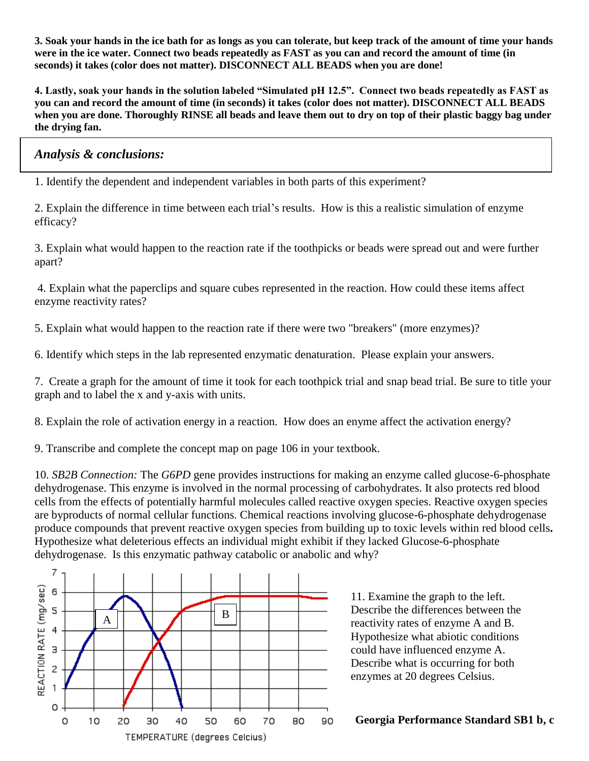**3. Soak your hands in the ice bath for as longs as you can tolerate, but keep track of the amount of time your hands were in the ice water. Connect two beads repeatedly as FAST as you can and record the amount of time (in seconds) it takes (color does not matter). DISCONNECT ALL BEADS when you are done!**

**4. Lastly, soak your hands in the solution labeled "Simulated pH 12.5". Connect two beads repeatedly as FAST as you can and record the amount of time (in seconds) it takes (color does not matter). DISCONNECT ALL BEADS when you are done. Thoroughly RINSE all beads and leave them out to dry on top of their plastic baggy bag under the drying fan.**

## *Analysis & conclusions:*

1. Identify the dependent and independent variables in both parts of this experiment?

2. Explain the difference in time between each trial's results. How is this a realistic simulation of enzyme efficacy?

3. Explain what would happen to the reaction rate if the toothpicks or beads were spread out and were further apart?

4. Explain what the paperclips and square cubes represented in the reaction. How could these items affect enzyme reactivity rates?

5. Explain what would happen to the reaction rate if there were two "breakers" (more enzymes)?

6. Identify which steps in the lab represented enzymatic denaturation. Please explain your answers.

7. Create a graph for the amount of time it took for each toothpick trial and snap bead trial. Be sure to title your graph and to label the x and y-axis with units.

8. Explain the role of activation energy in a reaction. How does an enyme affect the activation energy?

9. Transcribe and complete the concept map on page 106 in your textbook.

10. *SB2B Connection:* The *G6PD* gene provides instructions for making an enzyme called glucose-6-phosphate dehydrogenase. This enzyme is involved in the normal processing of carbohydrates. It also protects red blood cells from the effects of potentially harmful molecules called reactive oxygen species. Reactive oxygen species are byproducts of normal cellular functions. Chemical reactions involving glucose-6-phosphate dehydrogenase produce compounds that prevent reactive oxygen species from building up to toxic levels within red blood cells**.** Hypothesize what deleterious effects an individual might exhibit if they lacked Glucose-6-phosphate dehydrogenase. Is this enzymatic pathway catabolic or anabolic and why?

REACTION RATE (mg/sec)
0 1 2 3 4 5 6 7
A
B
0 10 20 30 40 50 60 70 80 90
TEMPERATURE (degrees Celcius)

11. Examine the graph to the left. Describe the differences between the reactivity rates of enzyme A and B. Hypothesize what abiotic conditions could have influenced enzyme A. Describe what is occurring for both enzymes at 20 degrees Celsius.

**Georgia Performance Standard SB1 b, c**